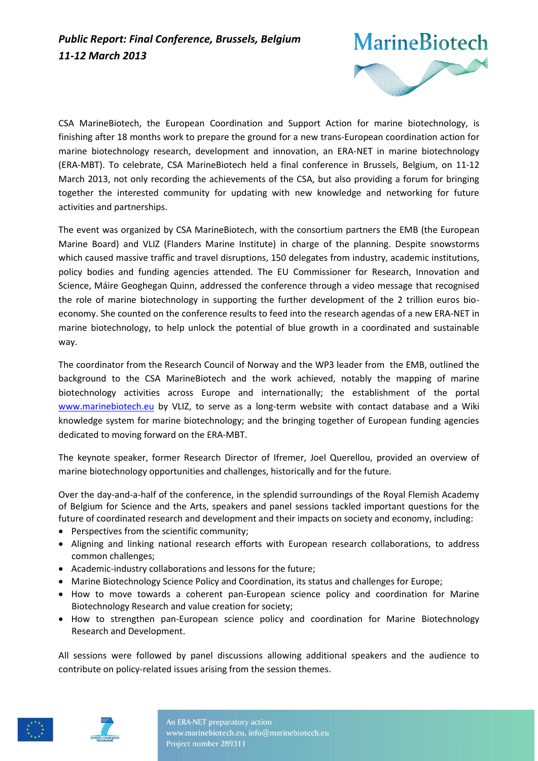# *Public Report: Final Conference, Brussels, Belgium 11-12 March 2013*

CSA MarineBiotech, the European Coordination and Support Action for marine biotechnology, is finishing after 18 months work to prepare the ground for a new trans-European coordination action for marine biotechnology research, development and innovation, an ERA-NET in marine biotechnology (ERA-MBT). To celebrate, CSA MarineBiotech held a final conference in Brussels, Belgium, on 11-12 March 2013, not only recording the achievements of the CSA, but also providing a forum for bringing together the interested community for updating with new knowledge and networking for future activities and partnerships.

The event was organized by CSA MarineBiotech, with the consortium partners the EMB (the European Marine Board) and VLIZ (Flanders Marine Institute) in charge of the planning. Despite snowstorms which caused massive traffic and travel disruptions, 150 delegates from industry, academic institutions, policy bodies and funding agencies attended. The EU Commissioner for Research, Innovation and Science, Máire Geoghegan Quinn, addressed the conference through a video message that recognised the role of marine biotechnology in supporting the further development of the 2 trillion euros bio-economy. She counted on the conference results to feed into the research agendas of a new ERA-NET in marine biotechnology, to help unlock the potential of blue growth in a coordinated and sustainable way.

The coordinator from the Research Council of Norway and the WP3 leader from the EMB, outlined the background to the CSA MarineBiotech and the work achieved, notably the mapping of marine biotechnology activities across Europe and internationally; the establishment of the portal www.marinebiotech.eu by VLIZ, to serve as a long-term website with contact database and a Wiki knowledge system for marine biotechnology; and the bringing together of European funding agencies dedicated to moving forward on the ERA-MBT.

The keynote speaker, former Research Director of Ifremer, Joel Querellou, provided an overview of marine biotechnology opportunities and challenges, historically and for the future.

Over the day-and-a-half of the conference, in the splendid surroundings of the Royal Flemish Academy of Belgium for Science and the Arts, speakers and panel sessions tackled important questions for the future of coordinated research and development and their impacts on society and economy, including:

- Perspectives from the scientific community;
- Aligning and linking national research efforts with European research collaborations, to address common challenges;
- Academic-industry collaborations and lessons for the future;
- Marine Biotechnology Science Policy and Coordination, its status and challenges for Europe;
- How to move towards a coherent pan-European science policy and coordination for Marine Biotechnology Research and value creation for society;
- How to strengthen pan-European science policy and coordination for Marine Biotechnology Research and Development.

All sessions were followed by panel discussions allowing additional speakers and the audience to contribute on policy-related issues arising from the session themes.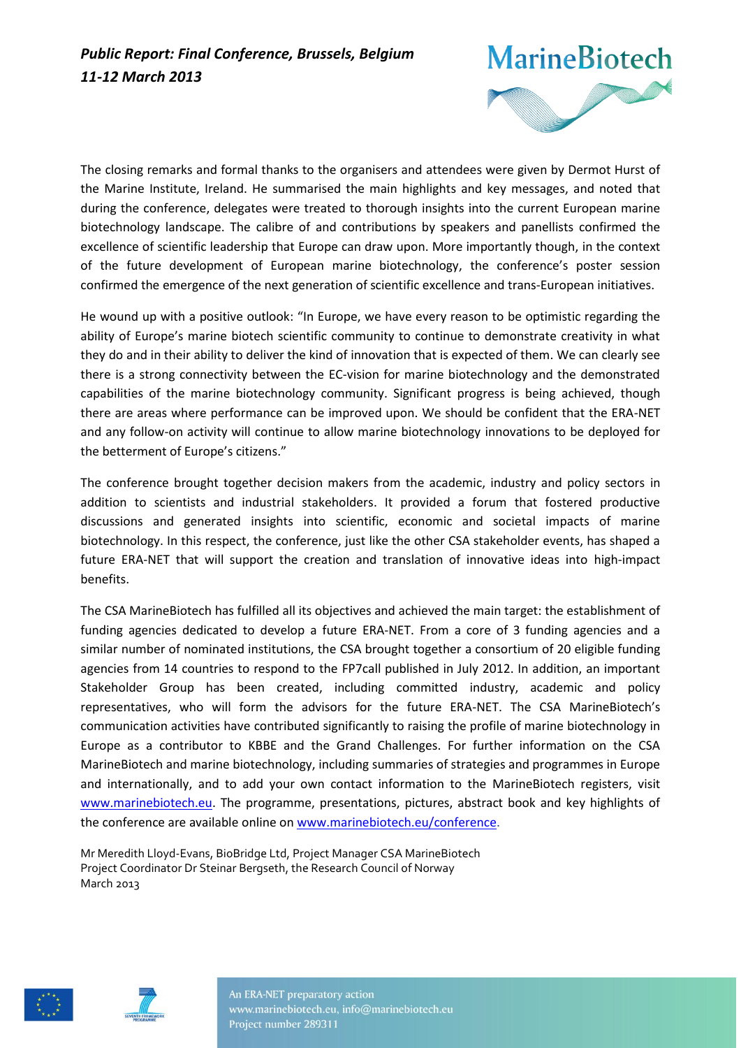The closing remarks and formal thanks to the organisers and attendees were given by Dermot Hurst of the Marine Institute, Ireland. He summarised the main highlights and key messages, and noted that during the conference, delegates were treated to thorough insights into the current European marine biotechnology landscape. The calibre of and contributions by speakers and panellists confirmed the excellence of scientific leadership that Europe can draw upon. More importantly though, in the context of the future development of European marine biotechnology, the conference's poster session confirmed the emergence of the next generation of scientific excellence and trans-European initiatives.

He wound up with a positive outlook: "In Europe, we have every reason to be optimistic regarding the ability of Europe's marine biotech scientific community to continue to demonstrate creativity in what they do and in their ability to deliver the kind of innovation that is expected of them. We can clearly see there is a strong connectivity between the EC-vision for marine biotechnology and the demonstrated capabilities of the marine biotechnology community. Significant progress is being achieved, though there are areas where performance can be improved upon. We should be confident that the ERA-NET and any follow-on activity will continue to allow marine biotechnology innovations to be deployed for the betterment of Europe's citizens."

The conference brought together decision makers from the academic, industry and policy sectors in addition to scientists and industrial stakeholders. It provided a forum that fostered productive discussions and generated insights into scientific, economic and societal impacts of marine biotechnology. In this respect, the conference, just like the other CSA stakeholder events, has shaped a future ERA-NET that will support the creation and translation of innovative ideas into high-impact benefits.

The CSA MarineBiotech has fulfilled all its objectives and achieved the main target: the establishment of funding agencies dedicated to develop a future ERA-NET. From a core of 3 funding agencies and a similar number of nominated institutions, the CSA brought together a consortium of 20 eligible funding agencies from 14 countries to respond to the FP7call published in July 2012. In addition, an important Stakeholder Group has been created, including committed industry, academic and policy representatives, who will form the advisors for the future ERA-NET. The CSA MarineBiotech's communication activities have contributed significantly to raising the profile of marine biotechnology in Europe as a contributor to KBBE and the Grand Challenges. For further information on the CSA MarineBiotech and marine biotechnology, including summaries of strategies and programmes in Europe and internationally, and to add your own contact information to the MarineBiotech registers, visit www.marinebiotech.eu. The programme, presentations, pictures, abstract book and key highlights of the conference are available online on www.marinebiotech.eu/conference.

Mr Meredith Lloyd-Evans, BioBridge Ltd, Project Manager CSA MarineBiotech
Project Coordinator Dr Steinar Bergseth, the Research Council of Norway
March 2013